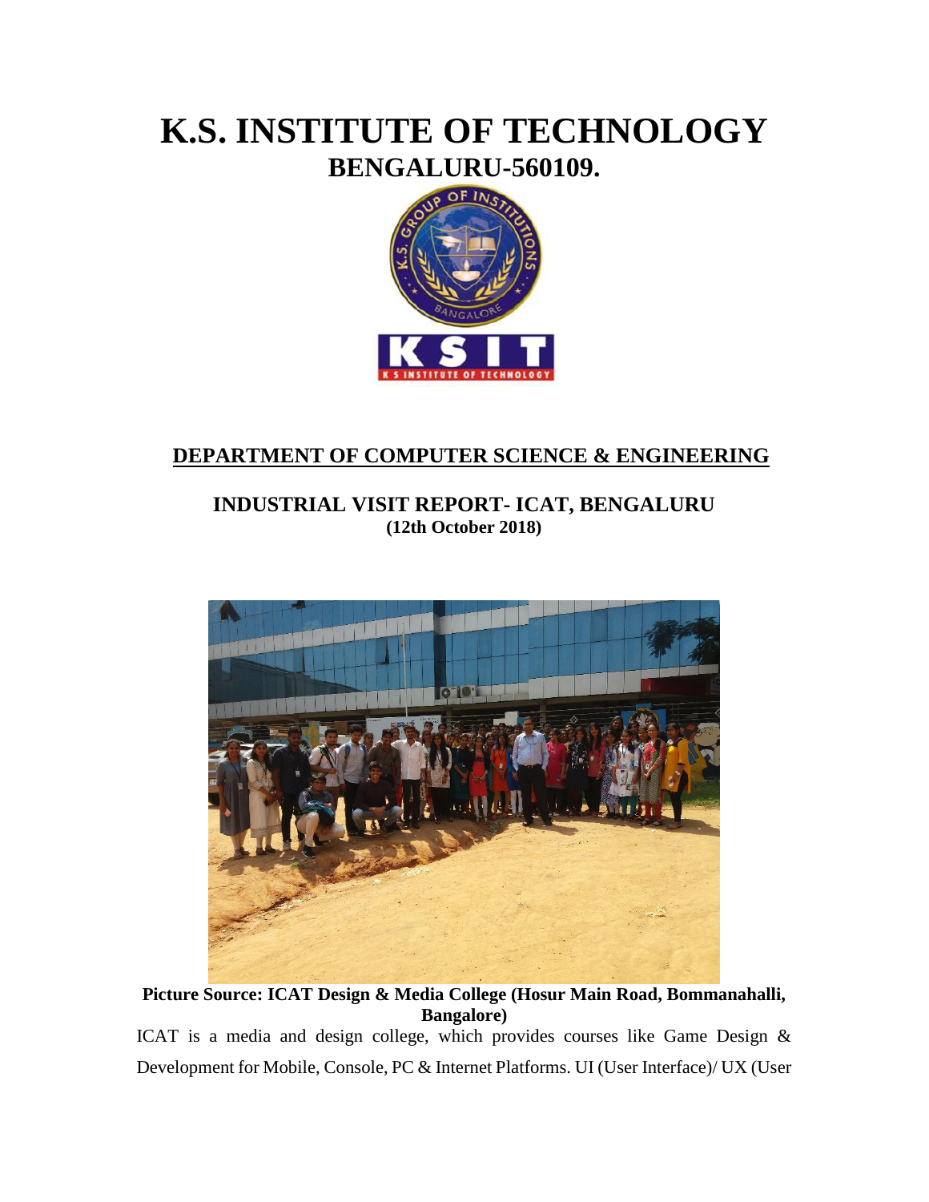# K.S. INSTITUTE OF TECHNOLOGY

## BENGALURU-560109.

### DEPARTMENT OF COMPUTER SCIENCE & ENGINEERING

### INDUSTRIAL VISIT REPORT- ICAT, BENGALURU

**(12th October 2018)**

**Picture Source: ICAT Design & Media College (Hosur Main Road, Bommanahalli, Bangalore)**

ICAT is a media and design college, which provides courses like Game Design & Development for Mobile, Console, PC & Internet Platforms. UI (User Interface)/ UX (User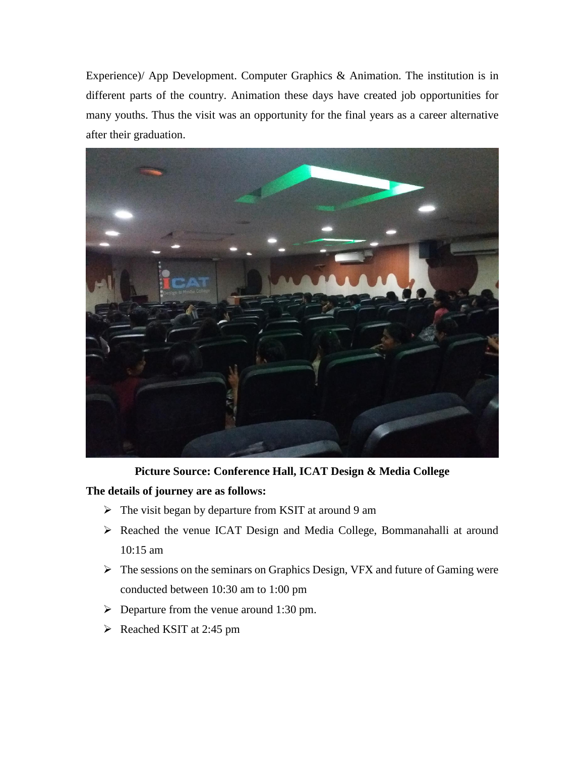Experience)/ App Development. Computer Graphics & Animation. The institution is in different parts of the country. Animation these days have created job opportunities for many youths. Thus the visit was an opportunity for the final years as a career alternative after their graduation.

**Picture Source: Conference Hall, ICAT Design & Media College**

**The details of journey are as follows:**

- The visit began by departure from KSIT at around 9 am
- Reached the venue ICAT Design and Media College, Bommanahalli at around 10:15 am
- The sessions on the seminars on Graphics Design, VFX and future of Gaming were conducted between 10:30 am to 1:00 pm
- Departure from the venue around 1:30 pm.
- Reached KSIT at 2:45 pm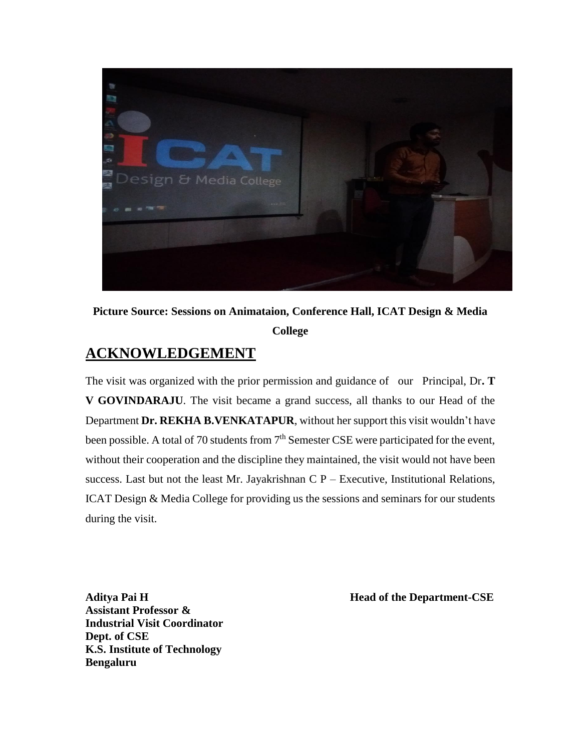**Picture Source: Sessions on Animataion, Conference Hall, ICAT Design & Media College**

## ACKNOWLEDGEMENT

The visit was organized with the prior permission and guidance of our Principal, Dr**. T V GOVINDARAJU**. The visit became a grand success, all thanks to our Head of the Department **Dr. REKHA B.VENKATAPUR**, without her support this visit wouldn't have been possible. A total of 70 students from 7th Semester CSE were participated for the event, without their cooperation and the discipline they maintained, the visit would not have been success. Last but not the least Mr. Jayakrishnan C P – Executive, Institutional Relations, ICAT Design & Media College for providing us the sessions and seminars for our students during the visit.

**Aditya Pai H**
**Assistant Professor &**
**Industrial Visit Coordinator**
**Dept. of CSE**
**K.S. Institute of Technology**
**Bengaluru**

**Head of the Department-CSE**